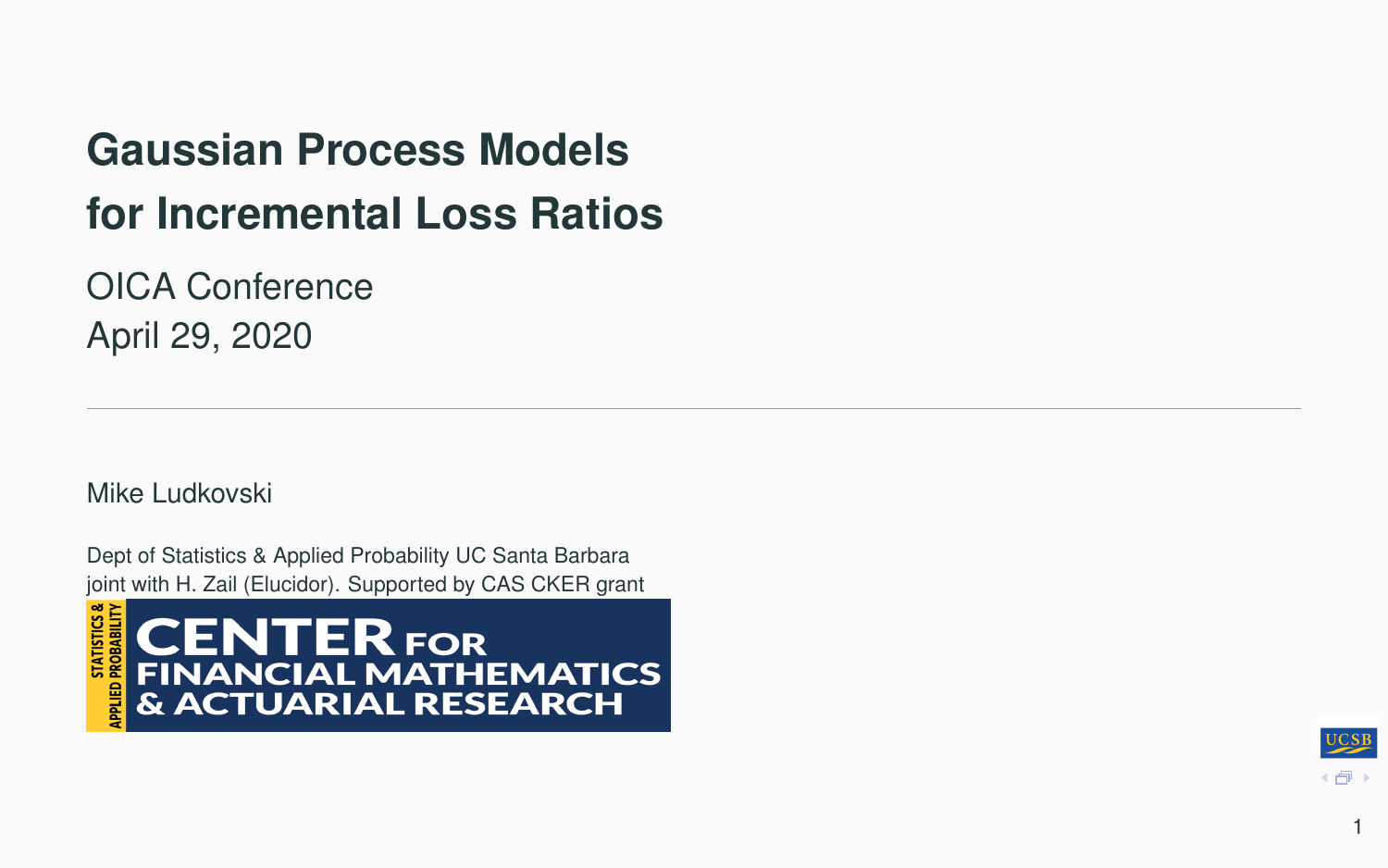# Gaussian Process Models for Incremental Loss Ratios

OICA Conference

April 29, 2020

---

Mike Ludkovski

Dept of Statistics & Applied Probability UC Santa Barbara

joint with H. Zail (Elucidor). Supported by CAS CKER grant

STATISTICS & APPLIED PROBABILITY

CENTER FOR FINANCIAL MATHEMATICS & ACTUARIAL RESEARCH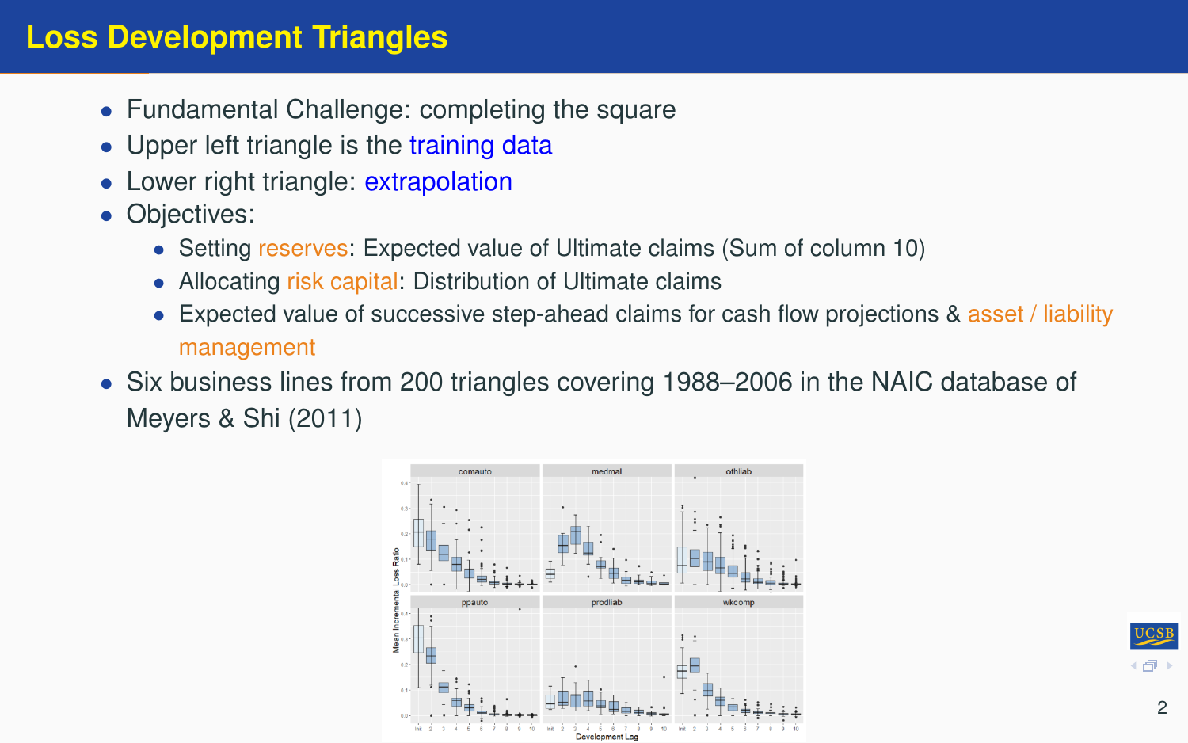# Loss Development Triangles

- Fundamental Challenge: completing the square
- Upper left triangle is the training data
- Lower right triangle: extrapolation
- Objectives:
  - Setting reserves: Expected value of Ultimate claims (Sum of column 10)
  - Allocating risk capital: Distribution of Ultimate claims
  - Expected value of successive step-ahead claims for cash flow projections & asset / liability management
- Six business lines from 200 triangles covering 1988–2006 in the NAIC database of Meyers & Shi (2011)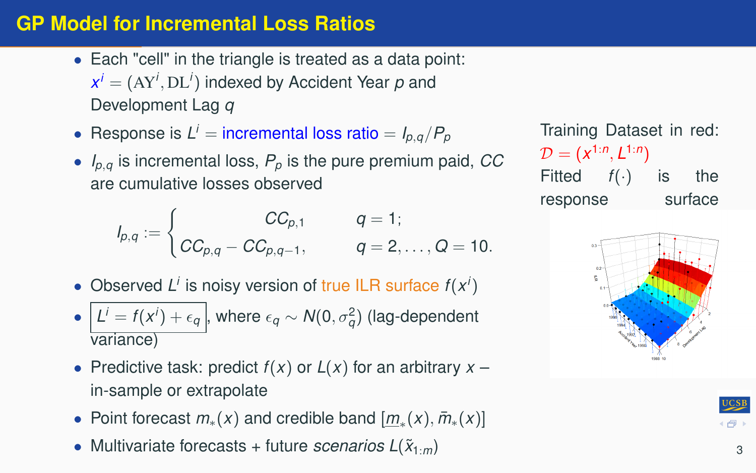# GP Model for Incremental Loss Ratios

- Each "cell" in the triangle is treated as a data point: $x^i = (\mathrm{AY}^i, \mathrm{DL}^i)$ indexed by Accident Year $p$ and Development Lag $q$
- Response is $L^i$ = incremental loss ratio = $I_{p,q}/P_p$
- $I_{p,q}$ is incremental loss, $P_p$ is the pure premium paid, $CC$ are cumulative losses observed

$$I_{p,q} := \begin{cases} CC_{p,1} & q = 1; \\ CC_{p,q} - CC_{p,q-1}, & q = 2, \ldots, Q = 10. \end{cases}$$

- Observed $L^i$ is noisy version of true ILR surface $f(x^i)$
- $L^i = f(x^i) + \epsilon_q$, where $\epsilon_q \sim N(0, \sigma_q^2)$ (lag-dependent variance)
- Predictive task: predict $f(x)$ or $L(x)$ for an arbitrary $x$ – in-sample or extrapolate
- Point forecast $m_*(x)$ and credible band $[\underline{m}_*(x), \bar{m}_*(x)]$
- Multivariate forecasts + future *scenarios* $L(\tilde{x}_{1:m})$

Training Dataset in red: $\mathcal{D} = (x^{1:n}, L^{1:n})$
Fitted $f(\cdot)$ is the response surface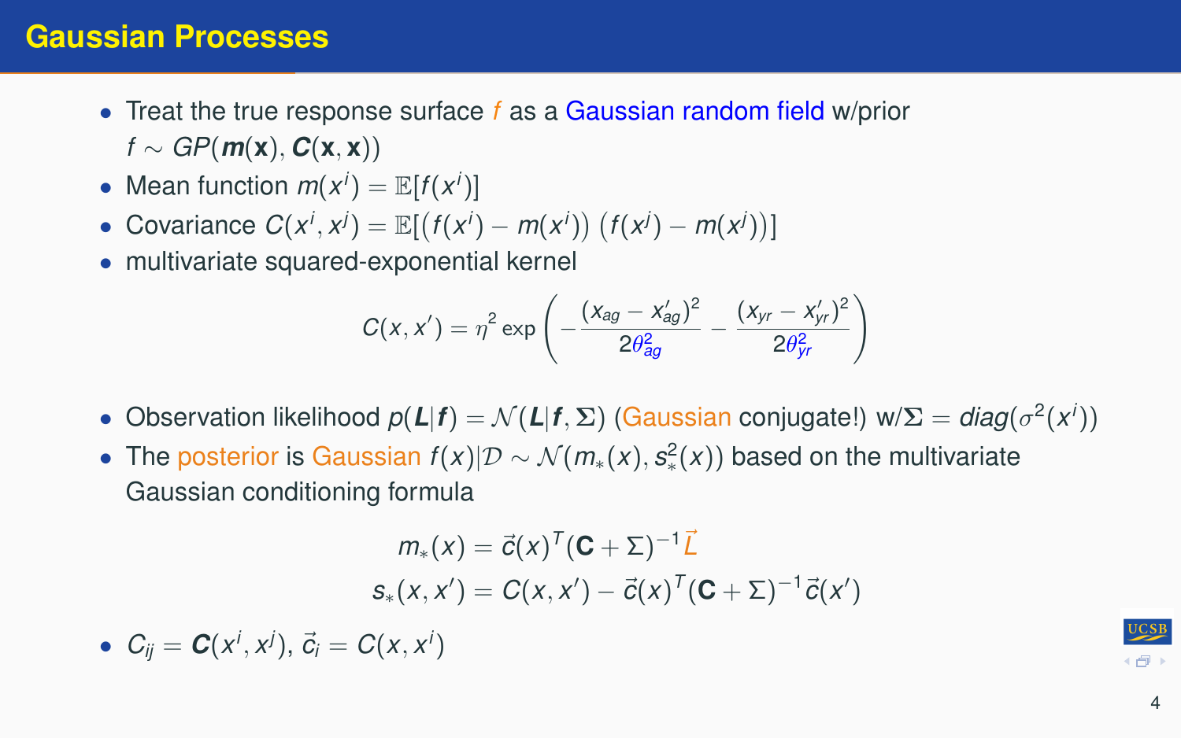# Gaussian Processes

- Treat the true response surface $f$ as a Gaussian random field w/prior $f \sim GP(\boldsymbol{m}(\mathbf{x}), \boldsymbol{C}(\mathbf{x}, \mathbf{x}))$
- Mean function $m(x^i) = \mathbb{E}[f(x^i)]$
- Covariance $C(x^i, x^j) = \mathbb{E}[\left(f(x^i) - m(x^i)\right)\left(f(x^j) - m(x^j)\right)]$
- multivariate squared-exponential kernel

$$C(x, x') = \eta^2 \exp\left(-\frac{(x_{ag} - x'_{ag})^2}{2\theta_{ag}^2} - \frac{(x_{yr} - x'_{yr})^2}{2\theta_{yr}^2}\right)$$

- Observation likelihood $p(\boldsymbol{L}|\boldsymbol{f}) = \mathcal{N}(\boldsymbol{L}|\boldsymbol{f}, \Sigma)$ (Gaussian conjugate!) w/$\Sigma = diag(\sigma^2(x^i))$
- The posterior is Gaussian $f(x)|\mathcal{D} \sim \mathcal{N}(m_*(x), s_*^2(x))$ based on the multivariate Gaussian conditioning formula

$$m_*(x) = \vec{c}(x)^T(\mathbf{C} + \Sigma)^{-1}\vec{L}$$
$$s_*(x, x') = C(x, x') - \vec{c}(x)^T(\mathbf{C} + \Sigma)^{-1}\vec{c}(x')$$

- $C_{ij} = \boldsymbol{C}(x^i, x^j)$, $\vec{c}_i = C(x, x^i)$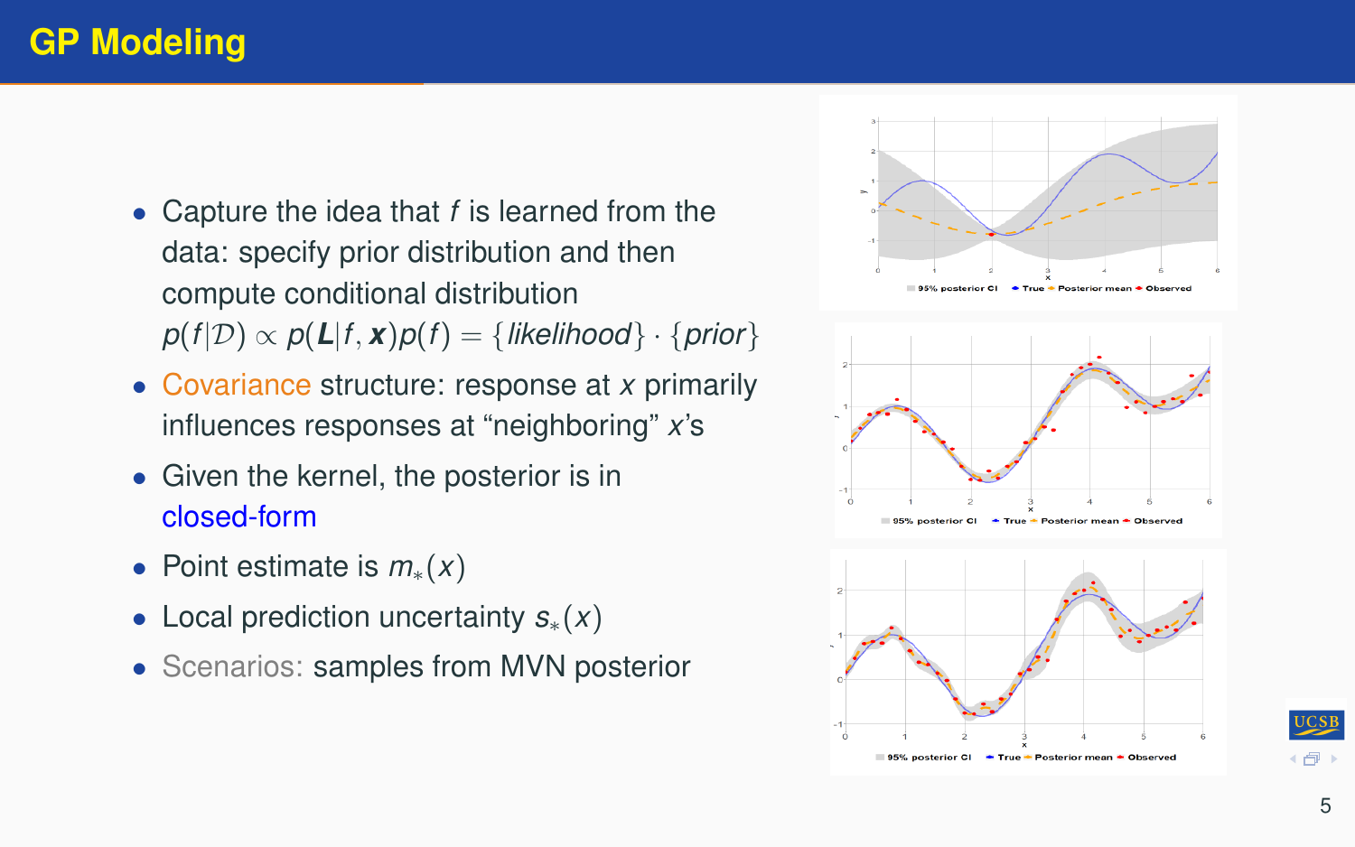# GP Modeling

- Capture the idea that $f$ is learned from the data: specify prior distribution and then compute conditional distribution $p(f|\mathcal{D}) \propto p(\mathbf{L}|f, \boldsymbol{x})p(f) = \{likelihood\} \cdot \{prior\}$
- Covariance structure: response at $x$ primarily influences responses at "neighboring" $x$'s
- Given the kernel, the posterior is in closed-form
- Point estimate is $m_*(x)$
- Local prediction uncertainty $s_*(x)$
- Scenarios: samples from MVN posterior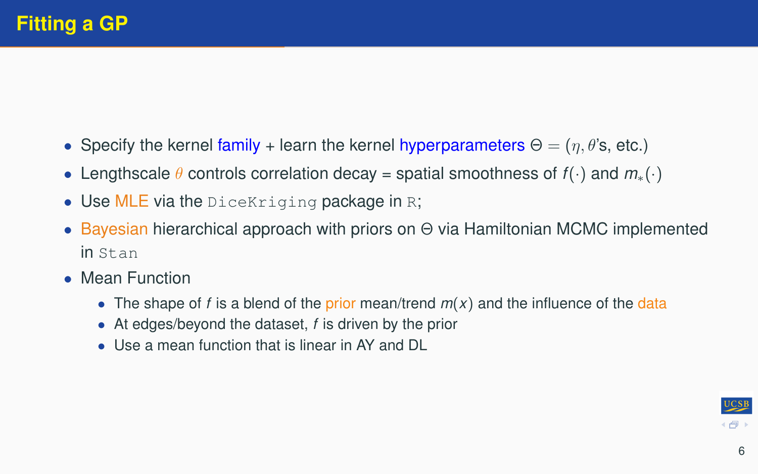# Fitting a GP

- Specify the kernel family + learn the kernel hyperparameters $\Theta = (\eta, \theta$'s, etc.)
- Lengthscale $\theta$ controls correlation decay = spatial smoothness of $f(\cdot)$ and $m_*(\cdot)$
- Use MLE via the `DiceKriging` package in `R`;
- Bayesian hierarchical approach with priors on $\Theta$ via Hamiltonian MCMC implemented in `Stan`
- Mean Function
  - The shape of $f$ is a blend of the prior mean/trend $m(x)$ and the influence of the data
  - At edges/beyond the dataset, $f$ is driven by the prior
  - Use a mean function that is linear in AY and DL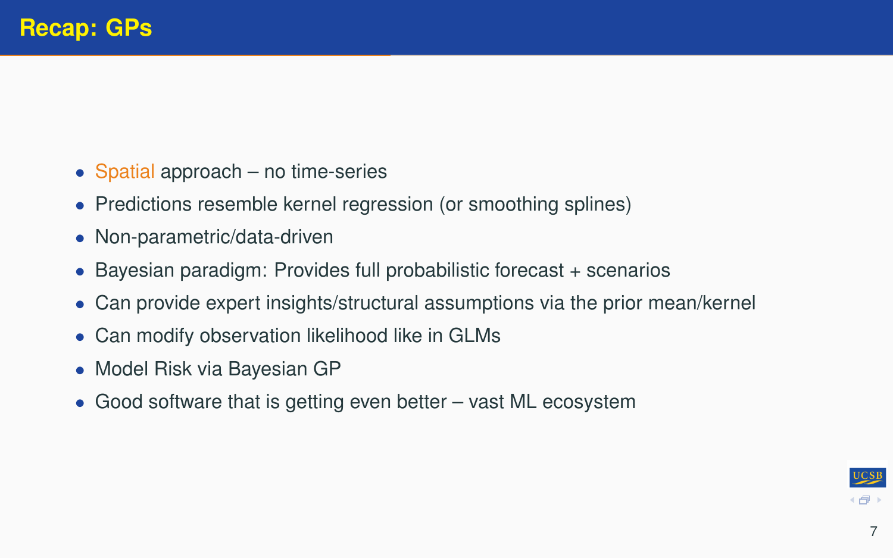# Recap: GPs

- Spatial approach – no time-series
- Predictions resemble kernel regression (or smoothing splines)
- Non-parametric/data-driven
- Bayesian paradigm: Provides full probabilistic forecast + scenarios
- Can provide expert insights/structural assumptions via the prior mean/kernel
- Can modify observation likelihood like in GLMs
- Model Risk via Bayesian GP
- Good software that is getting even better – vast ML ecosystem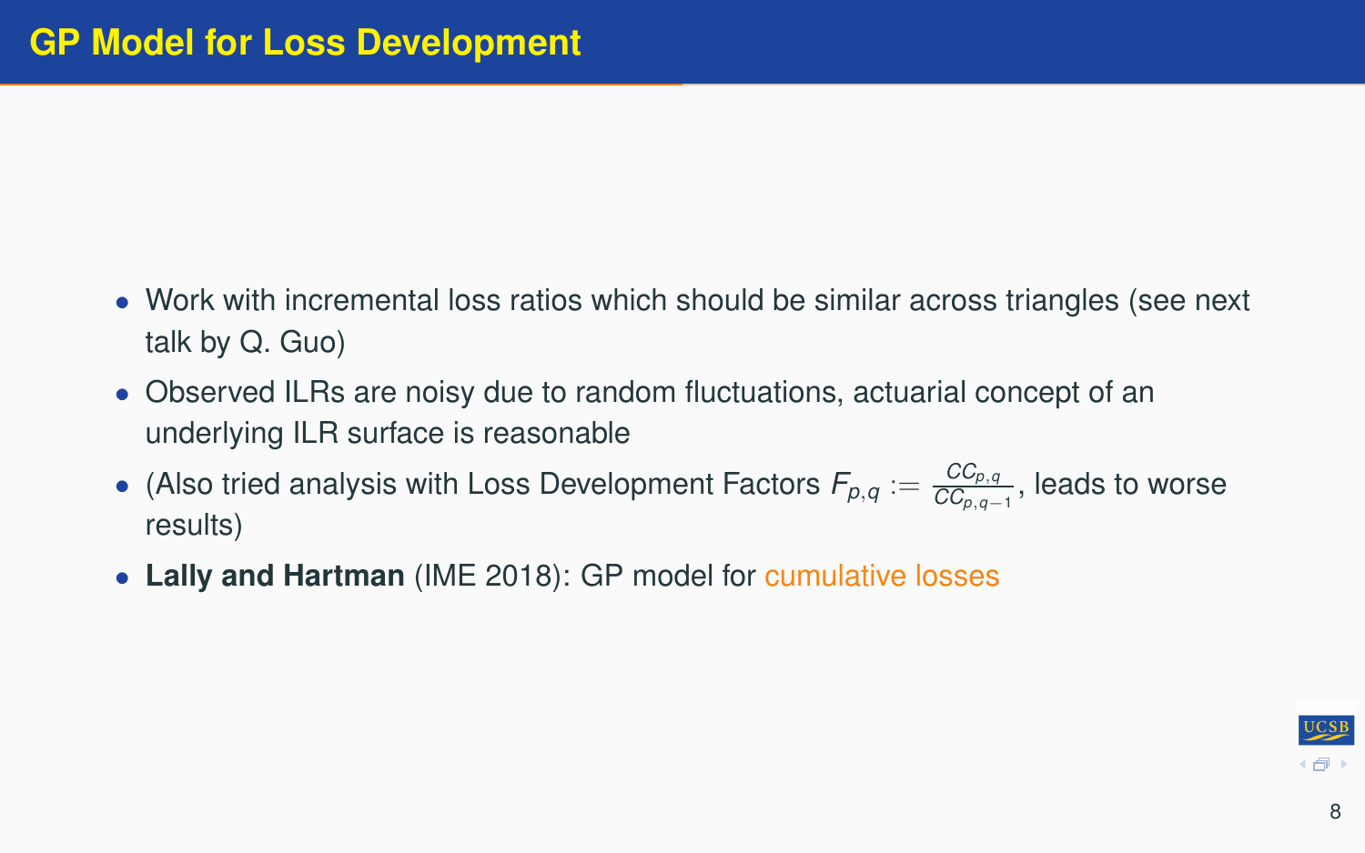# GP Model for Loss Development

- Work with incremental loss ratios which should be similar across triangles (see next talk by Q. Guo)
- Observed ILRs are noisy due to random fluctuations, actuarial concept of an underlying ILR surface is reasonable
- (Also tried analysis with Loss Development Factors $F_{p,q} := \frac{CC_{p,q}}{CC_{p,q-1}}$, leads to worse results)
- **Lally and Hartman** (IME 2018): GP model for cumulative losses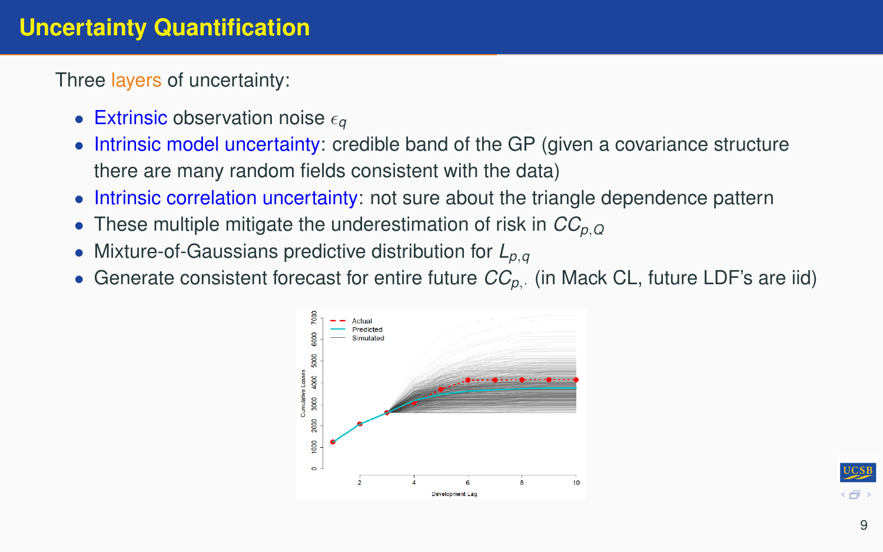# Uncertainty Quantification

Three layers of uncertainty:

- Extrinsic observation noise $\epsilon_q$
- Intrinsic model uncertainty: credible band of the GP (given a covariance structure there are many random fields consistent with the data)
- Intrinsic correlation uncertainty: not sure about the triangle dependence pattern
- These multiple mitigate the underestimation of risk in $CC_{p,Q}$
- Mixture-of-Gaussians predictive distribution for $L_{p,q}$
- Generate consistent forecast for entire future $CC_{p,\cdot}$ (in Mack CL, future LDF's are iid)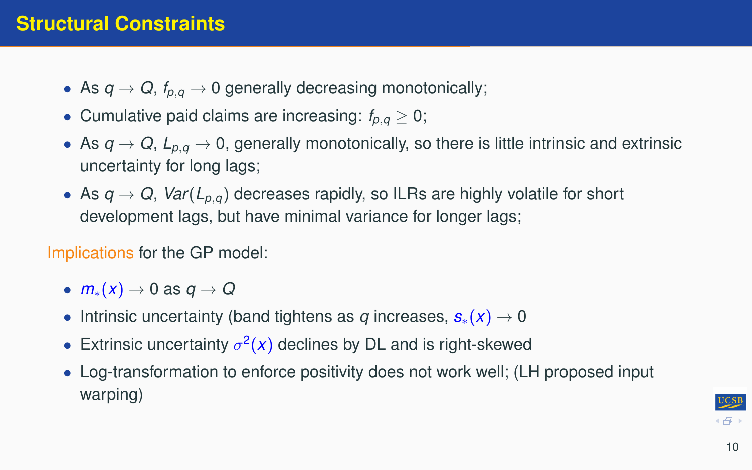# Structural Constraints

- As $q \to Q$, $f_{p,q} \to 0$ generally decreasing monotonically;
- Cumulative paid claims are increasing: $f_{p,q} \geq 0$;
- As $q \to Q$, $L_{p,q} \to 0$, generally monotonically, so there is little intrinsic and extrinsic uncertainty for long lags;
- As $q \to Q$, $Var(L_{p,q})$ decreases rapidly, so ILRs are highly volatile for short development lags, but have minimal variance for longer lags;

Implications for the GP model:

- $m_*(x) \to 0$ as $q \to Q$
- Intrinsic uncertainty (band tightens as $q$ increases, $s_*(x) \to 0$
- Extrinsic uncertainty $\sigma^2(x)$ declines by DL and is right-skewed
- Log-transformation to enforce positivity does not work well; (LH proposed input warping)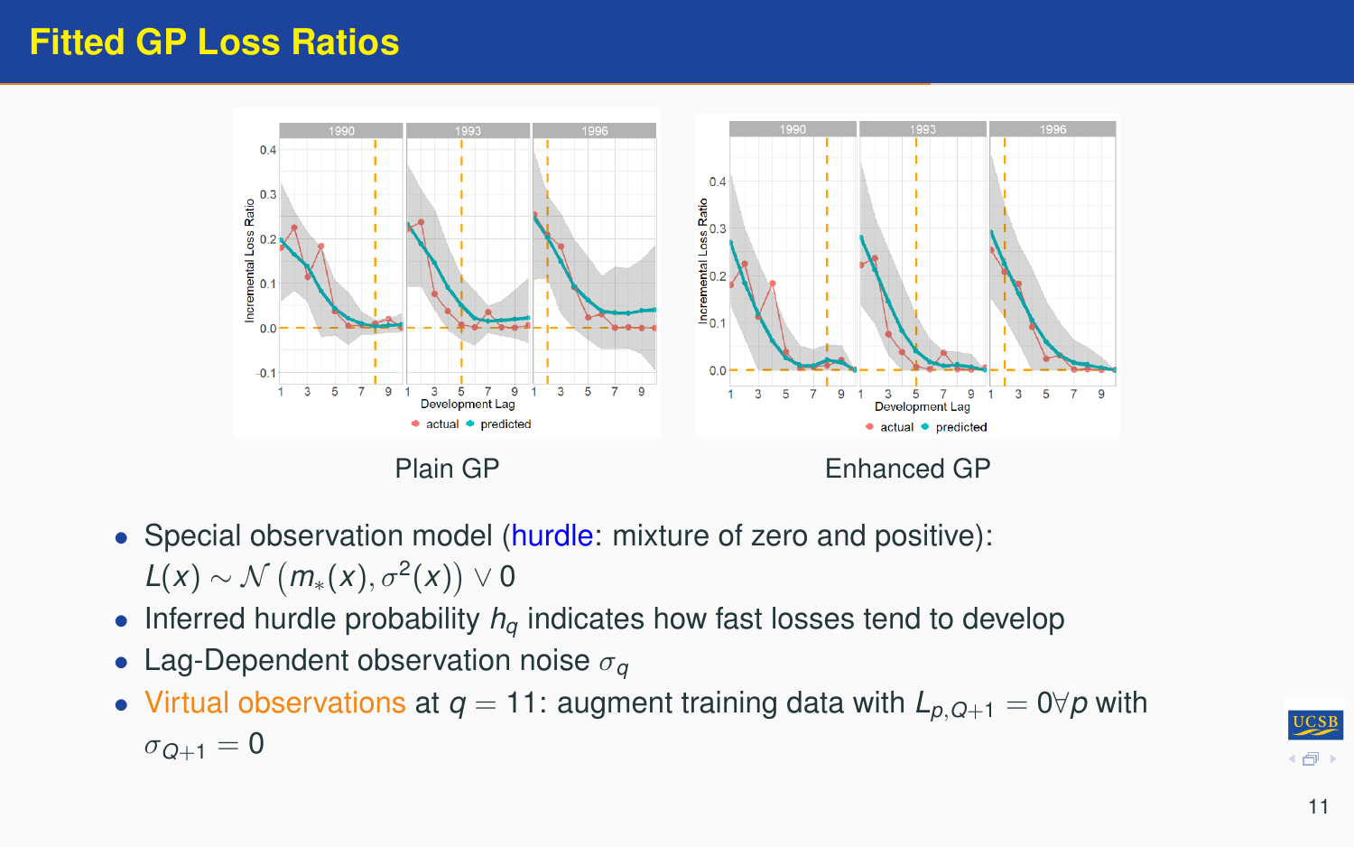# Fitted GP Loss Ratios

Plain GP

Enhanced GP

- Special observation model (hurdle: mixture of zero and positive): $L(x) \sim \mathcal{N}\left(m_*(x), \sigma^2(x)\right) \vee 0$
- Inferred hurdle probability $h_q$ indicates how fast losses tend to develop
- Lag-Dependent observation noise $\sigma_q$
- Virtual observations at $q = 11$: augment training data with $L_{p,Q+1} = 0 \forall p$ with $\sigma_{Q+1} = 0$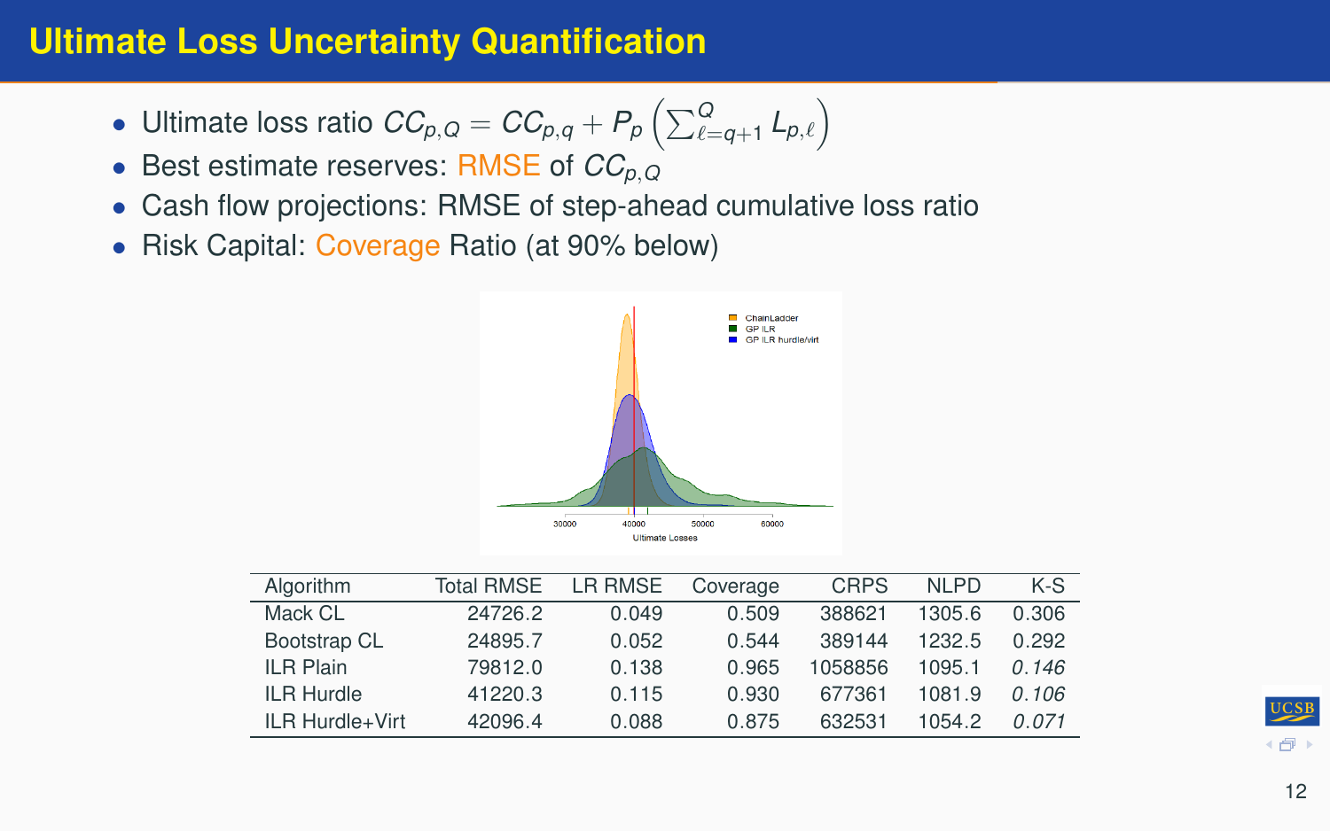# Ultimate Loss Uncertainty Quantification

- Ultimate loss ratio $CC_{p,Q} = CC_{p,q} + P_p \left( \sum_{\ell=q+1}^{Q} L_{p,\ell} \right)$
- Best estimate reserves: RMSE of $CC_{p,Q}$
- Cash flow projections: RMSE of step-ahead cumulative loss ratio
- Risk Capital: Coverage Ratio (at 90% below)

| Algorithm | Total RMSE | LR RMSE | Coverage | CRPS | NLPD | K-S |
|---|---|---|---|---|---|---|
| Mack CL | 24726.2 | 0.049 | 0.509 | 388621 | 1305.6 | 0.306 |
| Bootstrap CL | 24895.7 | 0.052 | 0.544 | 389144 | 1232.5 | 0.292 |
| ILR Plain | 79812.0 | 0.138 | 0.965 | 1058856 | 1095.1 | *0.146* |
| ILR Hurdle | 41220.3 | 0.115 | 0.930 | 677361 | 1081.9 | *0.106* |
| ILR Hurdle+Virt | 42096.4 | 0.088 | 0.875 | 632531 | 1054.2 | *0.071* |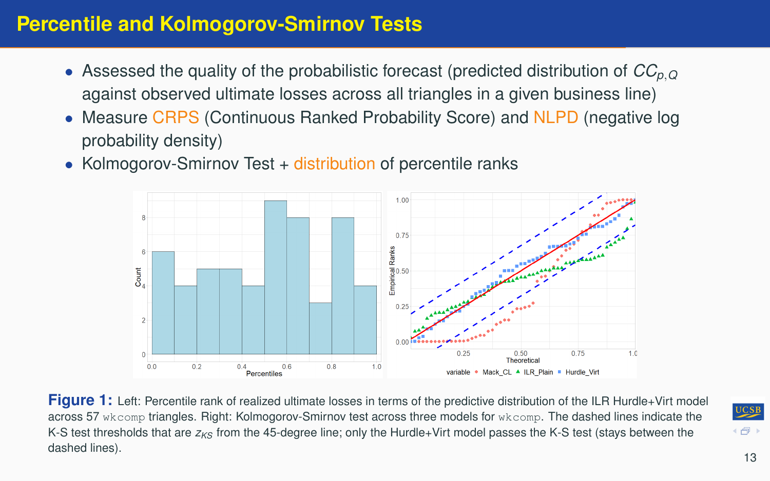# Percentile and Kolmogorov-Smirnov Tests

- Assessed the quality of the probabilistic forecast (predicted distribution of $CC_{p,Q}$ against observed ultimate losses across all triangles in a given business line)
- Measure CRPS (Continuous Ranked Probability Score) and NLPD (negative log probability density)
- Kolmogorov-Smirnov Test + distribution of percentile ranks

**Figure 1:** Left: Percentile rank of realized ultimate losses in terms of the predictive distribution of the ILR Hurdle+Virt model across 57 wkcomp triangles. Right: Kolmogorov-Smirnov test across three models for wkcomp. The dashed lines indicate the K-S test thresholds that are $z_{KS}$ from the 45-degree line; only the Hurdle+Virt model passes the K-S test (stays between the dashed lines).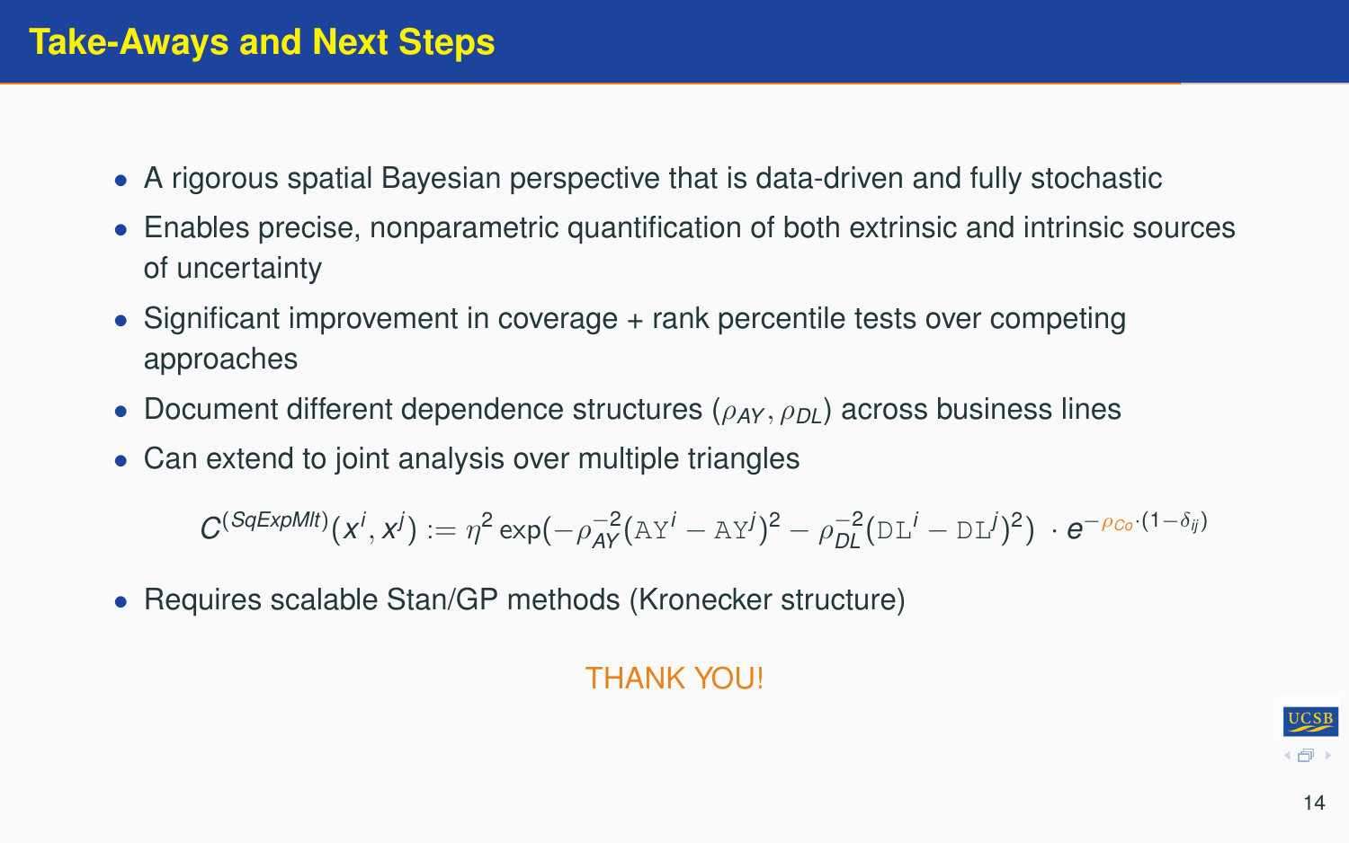# Take-Aways and Next Steps

- A rigorous spatial Bayesian perspective that is data-driven and fully stochastic
- Enables precise, nonparametric quantification of both extrinsic and intrinsic sources of uncertainty
- Significant improvement in coverage + rank percentile tests over competing approaches
- Document different dependence structures ($\rho_{AY}, \rho_{DL}$) across business lines
- Can extend to joint analysis over multiple triangles

$$C^{(SqExpMlt)}(x^i, x^j) := \eta^2 \exp(-\rho_{AY}^{-2}(\mathtt{AY}^i - \mathtt{AY}^j)^2 - \rho_{DL}^{-2}(\mathtt{DL}^i - \mathtt{DL}^j)^2) \cdot e^{-\rho_{Co} \cdot (1-\delta_{ij})}$$

- Requires scalable Stan/GP methods (Kronecker structure)

THANK YOU!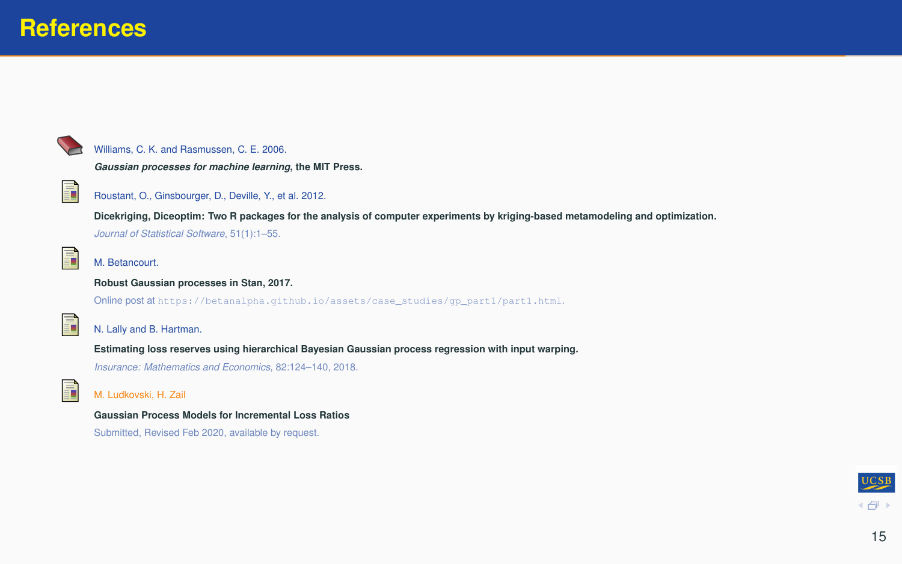# References

- Williams, C. K. and Rasmussen, C. E. 2006.
  ***Gaussian processes for machine learning*, the MIT Press.**

- Roustant, O., Ginsbourger, D., Deville, Y., et al. 2012.
  **Dicekriging, Diceoptim: Two R packages for the analysis of computer experiments by kriging-based metamodeling and optimization.**
  *Journal of Statistical Software*, 51(1):1–55.

- M. Betancourt.
  **Robust Gaussian processes in Stan, 2017.**
  Online post at `https://betanalpha.github.io/assets/case_studies/gp_part1/part1.html`.

- N. Lally and B. Hartman.
  **Estimating loss reserves using hierarchical Bayesian Gaussian process regression with input warping.**
  *Insurance: Mathematics and Economics*, 82:124–140, 2018.

- M. Ludkovski, H. Zail
  **Gaussian Process Models for Incremental Loss Ratios**
  Submitted, Revised Feb 2020, available by request.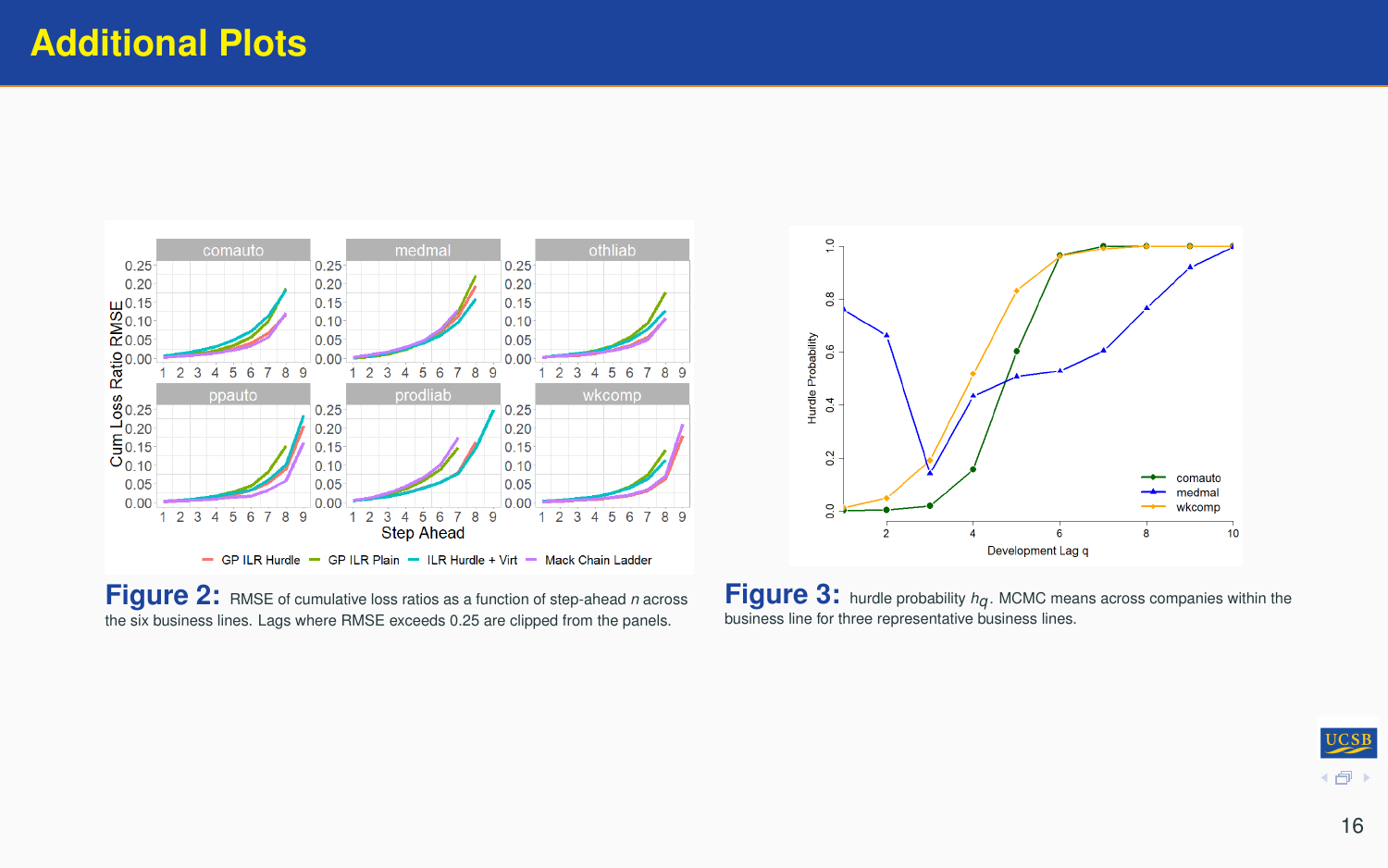# Additional Plots

comauto
medmal
othliab
ppauto
prodliab
wkcomp

0.25
0.20
0.15
0.10
0.05
0.00

1 2 3 4 5 6 7 8 9

Cum Loss Ratio RMSE

Step Ahead

GP ILR Hurdle
GP ILR Plain
ILR Hurdle + Virt
Mack Chain Ladder

**Figure 2:** RMSE of cumulative loss ratios as a function of step-ahead $n$ across the six business lines. Lags where RMSE exceeds 0.25 are clipped from the panels.

Hurdle Probability

0.0
0.2
0.4
0.6
0.8
1.0

2
4
6
8
10

Development Lag q

comauto
medmal
wkcomp

**Figure 3:** hurdle probability $h_q$. MCMC means across companies within the business line for three representative business lines.